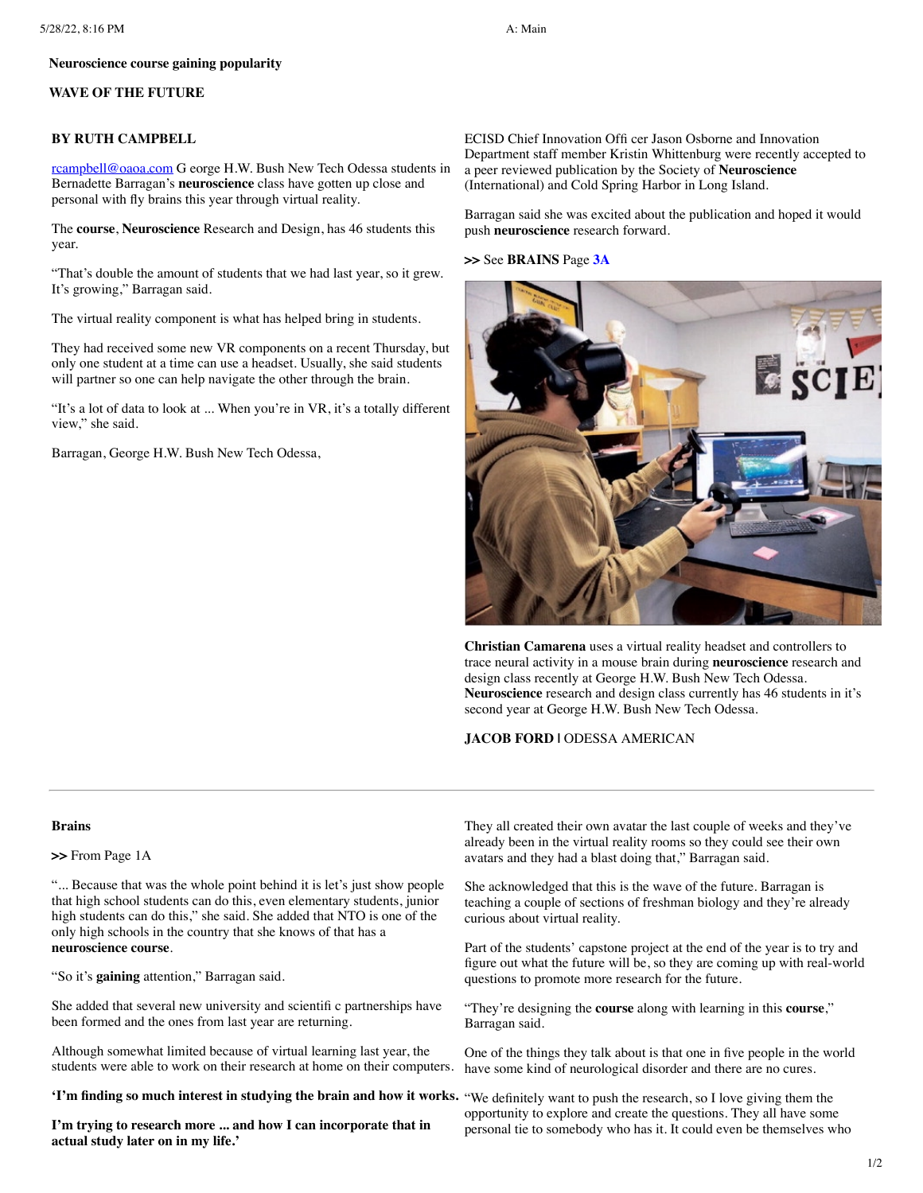**Neuroscience course gaining popularity**

**WAVE OF THE FUTURE**

**BY RUTH CAMPBELL**

rcampbell@oaoa.com G eorge H.W. Bush New Tech Odessa students in Bernadette Barragan's **neuroscience** class have gotten up close and personal with fly brains this year through virtual reality.

The **course**, **Neuroscience** Research and Design, has 46 students this year.

"That's double the amount of students that we had last year, so it grew. It's growing," Barragan said.

The virtual reality component is what has helped bring in students.

They had received some new VR components on a recent Thursday, but only one student at a time can use a headset. Usually, she said students will partner so one can help navigate the other through the brain.

"It's a lot of data to look at ... When you're in VR, it's a totally different view," she said.

Barragan, George H.W. Bush New Tech Odessa,

ECISD Chief Innovation Offi cer Jason Osborne and Innovation Department staff member Kristin Whittenburg were recently accepted to a peer reviewed publication by the Society of **Neuroscience** (International) and Cold Spring Harbor in Long Island.

Barragan said she was excited about the publication and hoped it would push **neuroscience** research forward.

**>>** See **BRAINS** Page **3A**

**Christian Camarena** uses a virtual reality headset and controllers to trace neural activity in a mouse brain during **neuroscience** research and design class recently at George H.W. Bush New Tech Odessa. **Neuroscience** research and design class currently has 46 students in it's second year at George H.W. Bush New Tech Odessa.

**JACOB FORD |** ODESSA AMERICAN

---

**Brains**

**>>** From Page 1A

"... Because that was the whole point behind it is let's just show people that high school students can do this, even elementary students, junior high students can do this," she said. She added that NTO is one of the only high schools in the country that she knows of that has a **neuroscience course**.

"So it's **gaining** attention," Barragan said.

She added that several new university and scientifi c partnerships have been formed and the ones from last year are returning.

Although somewhat limited because of virtual learning last year, the students were able to work on their research at home on their computers.

**'I'm finding so much interest in studying the brain and how it works.**

**I'm trying to research more ... and how I can incorporate that in actual study later on in my life.'**

They all created their own avatar the last couple of weeks and they've already been in the virtual reality rooms so they could see their own avatars and they had a blast doing that," Barragan said.

She acknowledged that this is the wave of the future. Barragan is teaching a couple of sections of freshman biology and they're already curious about virtual reality.

Part of the students' capstone project at the end of the year is to try and figure out what the future will be, so they are coming up with real-world questions to promote more research for the future.

"They're designing the **course** along with learning in this **course**," Barragan said.

One of the things they talk about is that one in five people in the world have some kind of neurological disorder and there are no cures.

"We definitely want to push the research, so I love giving them the opportunity to explore and create the questions. They all have some personal tie to somebody who has it. It could even be themselves who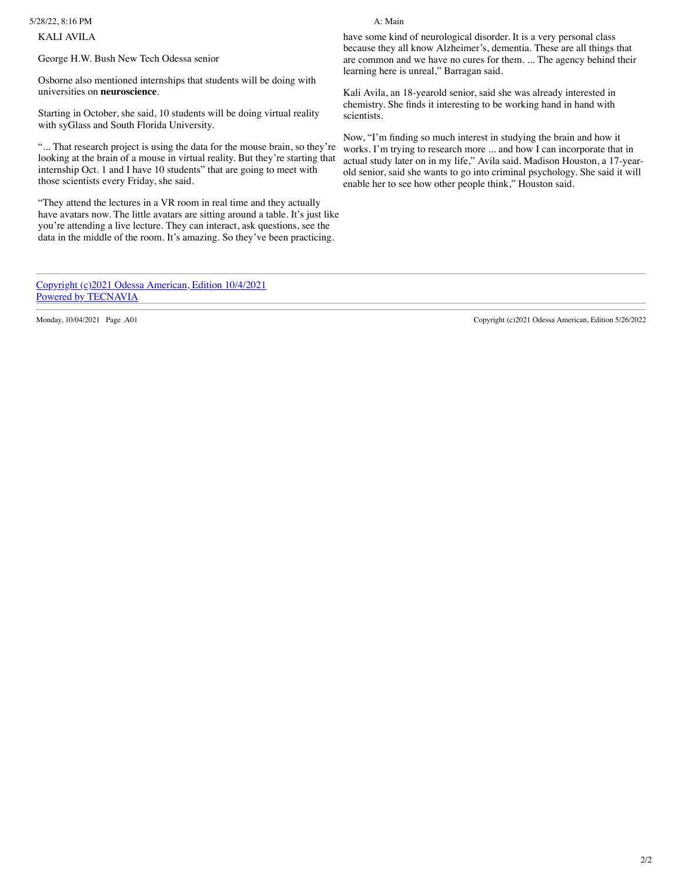KALI AVILA

George H.W. Bush New Tech Odessa senior

Osborne also mentioned internships that students will be doing with universities on **neuroscience**.

Starting in October, she said, 10 students will be doing virtual reality with syGlass and South Florida University.

"... That research project is using the data for the mouse brain, so they're looking at the brain of a mouse in virtual reality. But they're starting that internship Oct. 1 and I have 10 students" that are going to meet with those scientists every Friday, she said.

"They attend the lectures in a VR room in real time and they actually have avatars now. The little avatars are sitting around a table. It's just like you're attending a live lecture. They can interact, ask questions, see the data in the middle of the room. It's amazing. So they've been practicing.

have some kind of neurological disorder. It is a very personal class because they all know Alzheimer's, dementia. These are all things that are common and we have no cures for them. ... The agency behind their learning here is unreal," Barragan said.

Kali Avila, an 18-yearold senior, said she was already interested in chemistry. She finds it interesting to be working hand in hand with scientists.

Now, "I'm finding so much interest in studying the brain and how it works. I'm trying to research more ... and how I can incorporate that in actual study later on in my life," Avila said. Madison Houston, a 17-year-old senior, said she wants to go into criminal psychology. She said it will enable her to see how other people think," Houston said.

Copyright (c)2021 Odessa American, Edition 10/4/2021
Powered by TECNAVIA

Monday, 10/04/2021 Page .A01